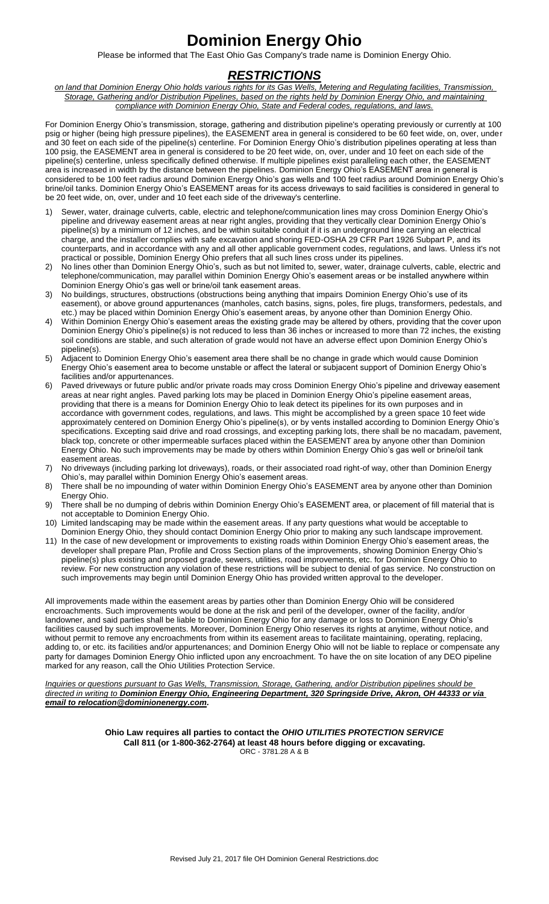# Dominion Energy Ohio

Please be informed that The East Ohio Gas Company's trade name is Dominion Energy Ohio.

## *RESTRICTIONS*

*on land that Dominion Energy Ohio holds various rights for its Gas Wells, Metering and Regulating facilities, Transmission, Storage, Gathering and/or Distribution Pipelines, based on the rights held by Dominion Energy Ohio, and maintaining compliance with Dominion Energy Ohio, State and Federal codes, regulations, and laws.*

For Dominion Energy Ohio's transmission, storage, gathering and distribution pipeline's operating previously or currently at 100 psig or higher (being high pressure pipelines), the EASEMENT area in general is considered to be 60 feet wide, on, over, under and 30 feet on each side of the pipeline(s) centerline. For Dominion Energy Ohio's distribution pipelines operating at less than 100 psig, the EASEMENT area in general is considered to be 20 feet wide, on, over, under and 10 feet on each side of the pipeline(s) centerline, unless specifically defined otherwise. If multiple pipelines exist paralleling each other, the EASEMENT area is increased in width by the distance between the pipelines. Dominion Energy Ohio's EASEMENT area in general is considered to be 100 feet radius around Dominion Energy Ohio's gas wells and 100 feet radius around Dominion Energy Ohio's brine/oil tanks. Dominion Energy Ohio's EASEMENT areas for its access driveways to said facilities is considered in general to be 20 feet wide, on, over, under and 10 feet each side of the driveway's centerline.

1) Sewer, water, drainage culverts, cable, electric and telephone/communication lines may cross Dominion Energy Ohio's pipeline and driveway easement areas at near right angles, providing that they vertically clear Dominion Energy Ohio's pipeline(s) by a minimum of 12 inches, and be within suitable conduit if it is an underground line carrying an electrical charge, and the installer complies with safe excavation and shoring FED-OSHA 29 CFR Part 1926 Subpart P, and its counterparts, and in accordance with any and all other applicable government codes, regulations, and laws. Unless it's not practical or possible, Dominion Energy Ohio prefers that all such lines cross under its pipelines.
2) No lines other than Dominion Energy Ohio's, such as but not limited to, sewer, water, drainage culverts, cable, electric and telephone/communication, may parallel within Dominion Energy Ohio's easement areas or be installed anywhere within Dominion Energy Ohio's gas well or brine/oil tank easement areas.
3) No buildings, structures, obstructions (obstructions being anything that impairs Dominion Energy Ohio's use of its easement), or above ground appurtenances (manholes, catch basins, signs, poles, fire plugs, transformers, pedestals, and etc.) may be placed within Dominion Energy Ohio's easement areas, by anyone other than Dominion Energy Ohio.
4) Within Dominion Energy Ohio's easement areas the existing grade may be altered by others, providing that the cover upon Dominion Energy Ohio's pipeline(s) is not reduced to less than 36 inches or increased to more than 72 inches, the existing soil conditions are stable, and such alteration of grade would not have an adverse effect upon Dominion Energy Ohio's pipeline(s).
5) Adjacent to Dominion Energy Ohio's easement area there shall be no change in grade which would cause Dominion Energy Ohio's easement area to become unstable or affect the lateral or subjacent support of Dominion Energy Ohio's facilities and/or appurtenances.
6) Paved driveways or future public and/or private roads may cross Dominion Energy Ohio's pipeline and driveway easement areas at near right angles. Paved parking lots may be placed in Dominion Energy Ohio's pipeline easement areas, providing that there is a means for Dominion Energy Ohio to leak detect its pipelines for its own purposes and in accordance with government codes, regulations, and laws. This might be accomplished by a green space 10 feet wide approximately centered on Dominion Energy Ohio's pipeline(s), or by vents installed according to Dominion Energy Ohio's specifications. Excepting said drive and road crossings, and excepting parking lots, there shall be no macadam, pavement, black top, concrete or other impermeable surfaces placed within the EASEMENT area by anyone other than Dominion Energy Ohio. No such improvements may be made by others within Dominion Energy Ohio's gas well or brine/oil tank easement areas.
7) No driveways (including parking lot driveways), roads, or their associated road right-of way, other than Dominion Energy Ohio's, may parallel within Dominion Energy Ohio's easement areas.
8) There shall be no impounding of water within Dominion Energy Ohio's EASEMENT area by anyone other than Dominion Energy Ohio.
9) There shall be no dumping of debris within Dominion Energy Ohio's EASEMENT area, or placement of fill material that is not acceptable to Dominion Energy Ohio.
10) Limited landscaping may be made within the easement areas. If any party questions what would be acceptable to Dominion Energy Ohio, they should contact Dominion Energy Ohio prior to making any such landscape improvement.
11) In the case of new development or improvements to existing roads within Dominion Energy Ohio's easement areas, the developer shall prepare Plan, Profile and Cross Section plans of the improvements, showing Dominion Energy Ohio's pipeline(s) plus existing and proposed grade, sewers, utilities, road improvements, etc. for Dominion Energy Ohio to review. For new construction any violation of these restrictions will be subject to denial of gas service. No construction on such improvements may begin until Dominion Energy Ohio has provided written approval to the developer.

All improvements made within the easement areas by parties other than Dominion Energy Ohio will be considered encroachments. Such improvements would be done at the risk and peril of the developer, owner of the facility, and/or landowner, and said parties shall be liable to Dominion Energy Ohio for any damage or loss to Dominion Energy Ohio's facilities caused by such improvements. Moreover, Dominion Energy Ohio reserves its rights at anytime, without notice, and without permit to remove any encroachments from within its easement areas to facilitate maintaining, operating, replacing, adding to, or etc. its facilities and/or appurtenances; and Dominion Energy Ohio will not be liable to replace or compensate any party for damages Dominion Energy Ohio inflicted upon any encroachment. To have the on site location of any DEO pipeline marked for any reason, call the Ohio Utilities Protection Service.

*Inquiries or questions pursuant to Gas Wells, Transmission, Storage, Gathering, and/or Distribution pipelines should be directed in writing to **Dominion Energy Ohio, Engineering Department, 320 Springside Drive, Akron, OH 44333 or via email to relocation@dominionenergy.com.***

**Ohio Law requires all parties to contact the *OHIO UTILITIES PROTECTION SERVICE***
**Call 811 (or 1-800-362-2764) at least 48 hours before digging or excavating.**
ORC - 3781.28 A & B

Revised July 21, 2017 file OH Dominion General Restrictions.doc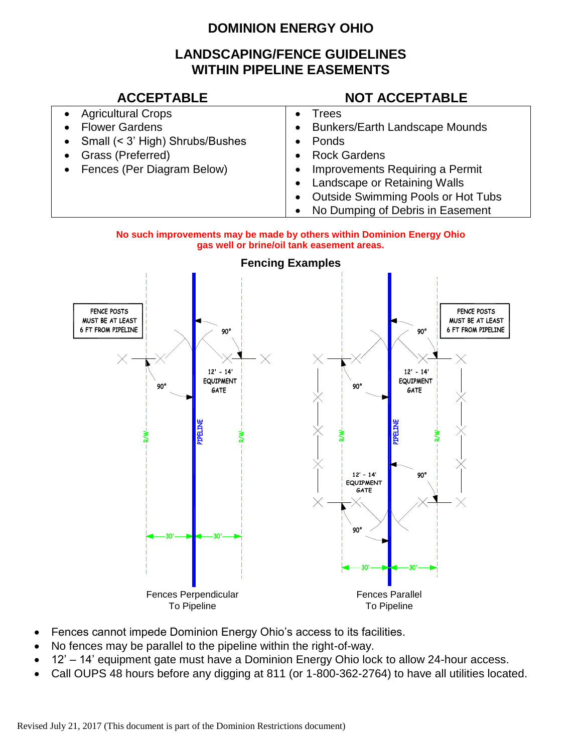# DOMINION ENERGY OHIO

## LANDSCAPING/FENCE GUIDELINES WITHIN PIPELINE EASEMENTS

| ACCEPTABLE | NOT ACCEPTABLE |
| --- | --- |
| • Agricultural Crops<br>• Flower Gardens<br>• Small (< 3' High) Shrubs/Bushes<br>• Grass (Preferred)<br>• Fences (Per Diagram Below) | • Trees<br>• Bunkers/Earth Landscape Mounds<br>• Ponds<br>• Rock Gardens<br>• Improvements Requiring a Permit<br>• Landscape or Retaining Walls<br>• Outside Swimming Pools or Hot Tubs<br>• No Dumping of Debris in Easement |

**No such improvements may be made by others within Dominion Energy Ohio gas well or brine/oil tank easement areas.**

### Fencing Examples

FENCE POSTS MUST BE AT LEAST 6 FT FROM PIPELINE

90°

90°

12' - 14' EQUIPMENT GATE

R/W

PIPELINE

R/W

30'

30'

Fences Perpendicular To Pipeline

FENCE POSTS MUST BE AT LEAST 6 FT FROM PIPELINE

90°

90°

12' - 14' EQUIPMENT GATE

R/W

PIPELINE

R/W

12' - 14' EQUIPMENT GATE

90°

90°

30'

30'

Fences Parallel To Pipeline

- Fences cannot impede Dominion Energy Ohio's access to its facilities.
- No fences may be parallel to the pipeline within the right-of-way.
- 12' – 14' equipment gate must have a Dominion Energy Ohio lock to allow 24-hour access.
- Call OUPS 48 hours before any digging at 811 (or 1-800-362-2764) to have all utilities located.

Revised July 21, 2017 (This document is part of the Dominion Restrictions document)